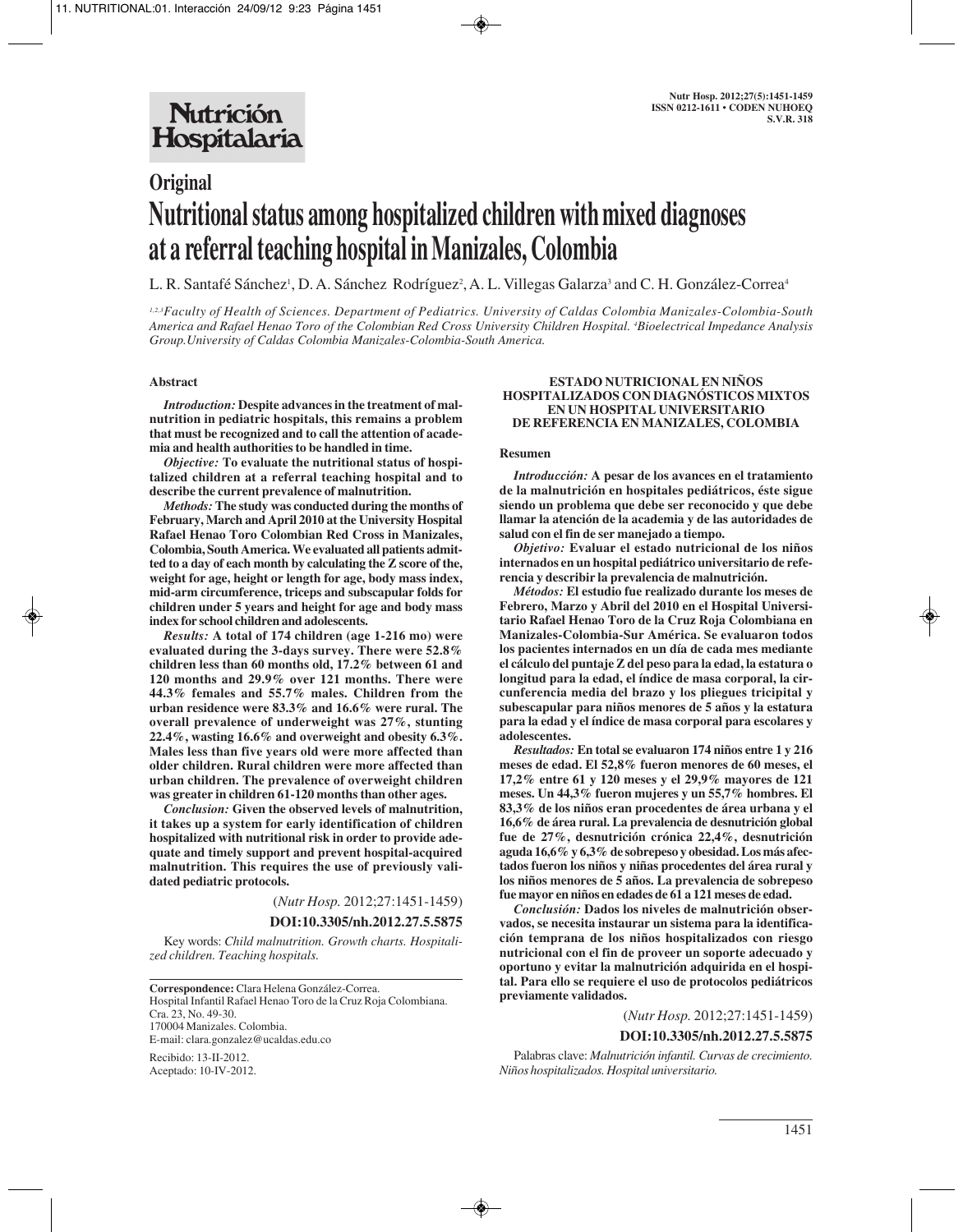# Original

# Nutritional status among hospitalized children with mixed diagnoses at a referral teaching hospital in Manizales, Colombia

L. R. Santafé Sánchez[1], D. A. Sánchez Rodríguez[2], A. L. Villegas Galarza[3] and C. H. González-Correa[4]

[1,2,3]*Faculty of Health of Sciences. Department of Pediatrics. University of Caldas Colombia Manizales-Colombia-South America and Rafael Henao Toro of the Colombian Red Cross University Children Hospital.* [4]*Bioelectrical Impedance Analysis Group.University of Caldas Colombia Manizales-Colombia-South America.*

## Abstract

***Introduction:*** **Despite advances in the treatment of malnutrition in pediatric hospitals, this remains a problem that must be recognized and to call the attention of academia and health authorities to be handled in time.**

***Objective:*** **To evaluate the nutritional status of hospitalized children at a referral teaching hospital and to describe the current prevalence of malnutrition.**

***Methods:*** **The study was conducted during the months of February, March and April 2010 at the University Hospital Rafael Henao Toro Colombian Red Cross in Manizales, Colombia, South America. We evaluated all patients admitted to a day of each month by calculating the Z score of the, weight for age, height or length for age, body mass index, mid-arm circumference, triceps and subscapular folds for children under 5 years and height for age and body mass index for school children and adolescents.**

***Results:*** **A total of 174 children (age 1-216 mo) were evaluated during the 3-days survey. There were 52.8% children less than 60 months old, 17.2% between 61 and 120 months and 29.9% over 121 months. There were 44.3% females and 55.7% males. Children from the urban residence were 83.3% and 16.6% were rural. The overall prevalence of underweight was 27%, stunting 22.4%, wasting 16.6% and overweight and obesity 6.3%. Males less than five years old were more affected than older children. Rural children were more affected than urban children. The prevalence of overweight children was greater in children 61-120 months than other ages.**

***Conclusion:*** **Given the observed levels of malnutrition, it takes up a system for early identification of children hospitalized with nutritional risk in order to provide adequate and timely support and prevent hospital-acquired malnutrition. This requires the use of previously validated pediatric protocols.**

(*Nutr Hosp.* 2012;27:1451-1459)

**DOI:10.3305/nh.2012.27.5.5875**

Key words: *Child malnutrition. Growth charts. Hospitalized children. Teaching hospitals.*

---

**Correspondence:** Clara Helena González-Correa.
Hospital Infantil Rafael Henao Toro de la Cruz Roja Colombiana.
Cra. 23, No. 49-30.
170004 Manizales. Colombia.
E-mail: clara.gonzalez@ucaldas.edu.co

Recibido: 13-II-2012.
Aceptado: 10-IV-2012.

## ESTADO NUTRICIONAL EN NIÑOS HOSPITALIZADOS CON DIAGNÓSTICOS MIXTOS EN UN HOSPITAL UNIVERSITARIO DE REFERENCIA EN MANIZALES, COLOMBIA

### Resumen

***Introducción:*** **A pesar de los avances en el tratamiento de la malnutrición en hospitales pediátricos, éste sigue siendo un problema que debe ser reconocido y que debe llamar la atención de la academia y de las autoridades de salud con el fin de ser manejado a tiempo.**

***Objetivo:*** **Evaluar el estado nutricional de los niños internados en un hospital pediátrico universitario de referencia y describir la prevalencia de malnutrición.**

***Métodos:*** **El estudio fue realizado durante los meses de Febrero, Marzo y Abril del 2010 en el Hospital Universitario Rafael Henao Toro de la Cruz Roja Colombiana en Manizales-Colombia-Sur América. Se evaluaron todos los pacientes internados en un día de cada mes mediante el cálculo del puntaje Z del peso para la edad, la estatura o longitud para la edad, el índice de masa corporal, la circunferencia media del brazo y los pliegues tricipital y subescapular para niños menores de 5 años y la estatura para la edad y el índice de masa corporal para escolares y adolescentes.**

***Resultados:*** **En total se evaluaron 174 niños entre 1 y 216 meses de edad. El 52,8% fueron menores de 60 meses, el 17,2% entre 61 y 120 meses y el 29,9% mayores de 121 meses. Un 44,3% fueron mujeres y un 55,7% hombres. El 83,3% de los niños eran procedentes de área urbana y el 16,6% de área rural. La prevalencia de desnutrición global fue de 27%, desnutrición crónica 22,4%, desnutrición aguda 16,6% y 6,3% de sobrepeso y obesidad. Los más afectados fueron los niños y niñas procedentes del área rural y los niños menores de 5 años. La prevalencia de sobrepeso fue mayor en niños en edades de 61 a 121 meses de edad.**

***Conclusión:*** **Dados los niveles de malnutrición observados, se necesita instaurar un sistema para la identificación temprana de los niños hospitalizados con riesgo nutricional con el fin de proveer un soporte adecuado y oportuno y evitar la malnutrición adquirida en el hospital. Para ello se requiere el uso de protocolos pediátricos previamente validados.**

(*Nutr Hosp.* 2012;27:1451-1459)

**DOI:10.3305/nh.2012.27.5.5875**

Palabras clave: *Malnutrición infantil. Curvas de crecimiento. Niños hospitalizados. Hospital universitario.*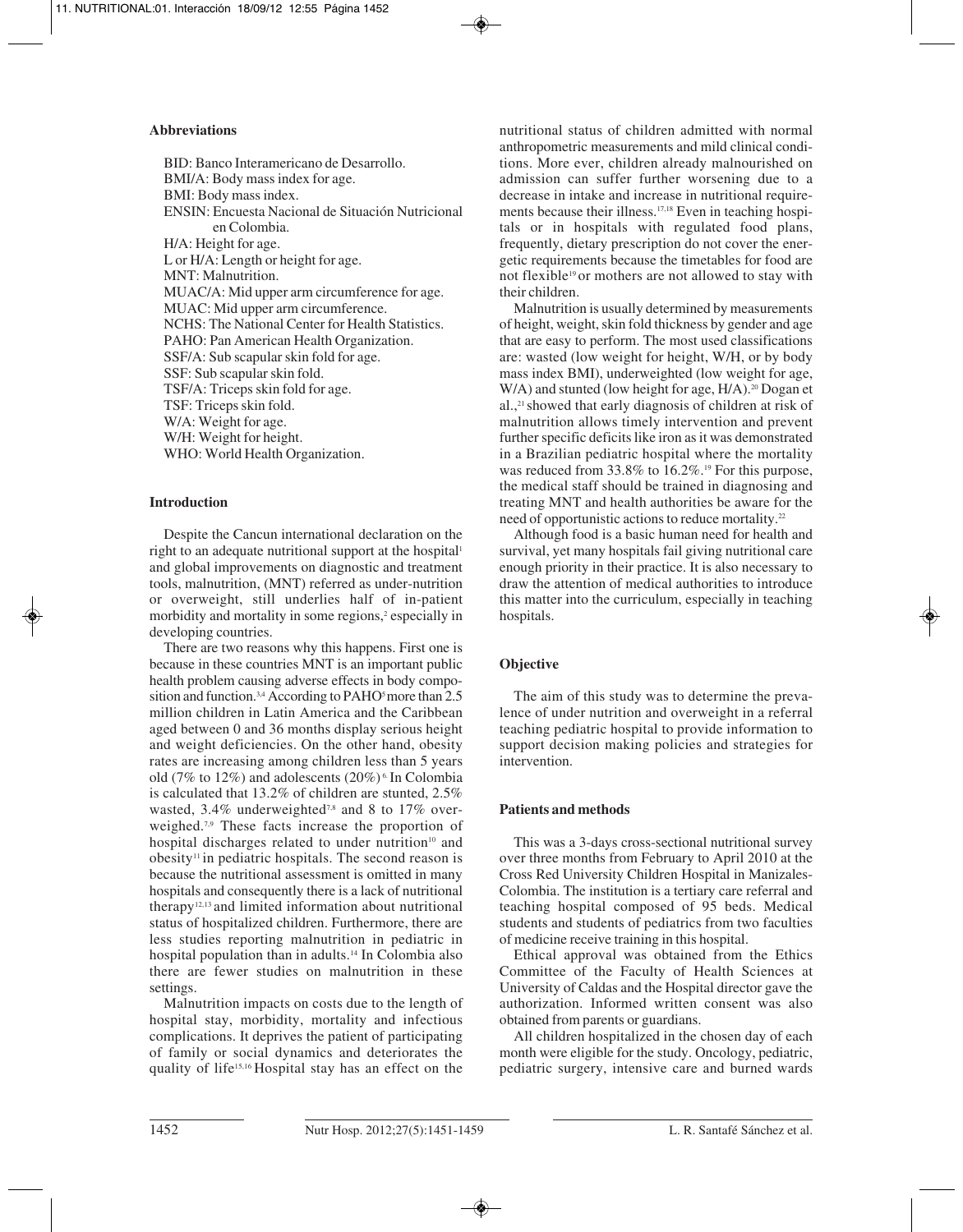### Abbreviations

BID: Banco Interamericano de Desarrollo.
BMI/A: Body mass index for age.
BMI: Body mass index.
ENSIN: Encuesta Nacional de Situación Nutricional en Colombia.
H/A: Height for age.
L or H/A: Length or height for age.
MNT: Malnutrition.
MUAC/A: Mid upper arm circumference for age.
MUAC: Mid upper arm circumference.
NCHS: The National Center for Health Statistics.
PAHO: Pan American Health Organization.
SSF/A: Sub scapular skin fold for age.
SSF: Sub scapular skin fold.
TSF/A: Triceps skin fold for age.
TSF: Triceps skin fold.
W/A: Weight for age.
W/H: Weight for height.
WHO: World Health Organization.

### Introduction

Despite the Cancun international declaration on the right to an adequate nutritional support at the hospital[1] and global improvements on diagnostic and treatment tools, malnutrition, (MNT) referred as under-nutrition or overweight, still underlies half of in-patient morbidity and mortality in some regions,[2] especially in developing countries.

There are two reasons why this happens. First one is because in these countries MNT is an important public health problem causing adverse effects in body composition and function.[3,4] According to PAHO[5] more than 2.5 million children in Latin America and the Caribbean aged between 0 and 36 months display serious height and weight deficiencies. On the other hand, obesity rates are increasing among children less than 5 years old (7% to 12%) and adolescents (20%)[6]. In Colombia is calculated that 13.2% of children are stunted, 2.5% wasted, 3.4% underweighted[7,8] and 8 to 17% overweighed.[7,9] These facts increase the proportion of hospital discharges related to under nutrition[10] and obesity[11] in pediatric hospitals. The second reason is because the nutritional assessment is omitted in many hospitals and consequently there is a lack of nutritional therapy[12,13] and limited information about nutritional status of hospitalized children. Furthermore, there are less studies reporting malnutrition in pediatric in hospital population than in adults.[14] In Colombia also there are fewer studies on malnutrition in these settings.

Malnutrition impacts on costs due to the length of hospital stay, morbidity, mortality and infectious complications. It deprives the patient of participating of family or social dynamics and deteriorates the quality of life[15,16] Hospital stay has an effect on the nutritional status of children admitted with normal anthropometric measurements and mild clinical conditions. More ever, children already malnourished on admission can suffer further worsening due to a decrease in intake and increase in nutritional requirements because their illness.[17,18] Even in teaching hospitals or in hospitals with regulated food plans, frequently, dietary prescription do not cover the energetic requirements because the timetables for food are not flexible[19] or mothers are not allowed to stay with their children.

Malnutrition is usually determined by measurements of height, weight, skin fold thickness by gender and age that are easy to perform. The most used classifications are: wasted (low weight for height, W/H, or by body mass index BMI), underweighted (low weight for age, W/A) and stunted (low height for age, H/A).[20] Dogan et al.,[21] showed that early diagnosis of children at risk of malnutrition allows timely intervention and prevent further specific deficits like iron as it was demonstrated in a Brazilian pediatric hospital where the mortality was reduced from 33.8% to 16.2%.[19] For this purpose, the medical staff should be trained in diagnosing and treating MNT and health authorities be aware for the need of opportunistic actions to reduce mortality.[22]

Although food is a basic human need for health and survival, yet many hospitals fail giving nutritional care enough priority in their practice. It is also necessary to draw the attention of medical authorities to introduce this matter into the curriculum, especially in teaching hospitals.

### Objective

The aim of this study was to determine the prevalence of under nutrition and overweight in a referral teaching pediatric hospital to provide information to support decision making policies and strategies for intervention.

### Patients and methods

This was a 3-days cross-sectional nutritional survey over three months from February to April 2010 at the Cross Red University Children Hospital in Manizales-Colombia. The institution is a tertiary care referral and teaching hospital composed of 95 beds. Medical students and students of pediatrics from two faculties of medicine receive training in this hospital.

Ethical approval was obtained from the Ethics Committee of the Faculty of Health Sciences at University of Caldas and the Hospital director gave the authorization. Informed written consent was also obtained from parents or guardians.

All children hospitalized in the chosen day of each month were eligible for the study. Oncology, pediatric, pediatric surgery, intensive care and burned wards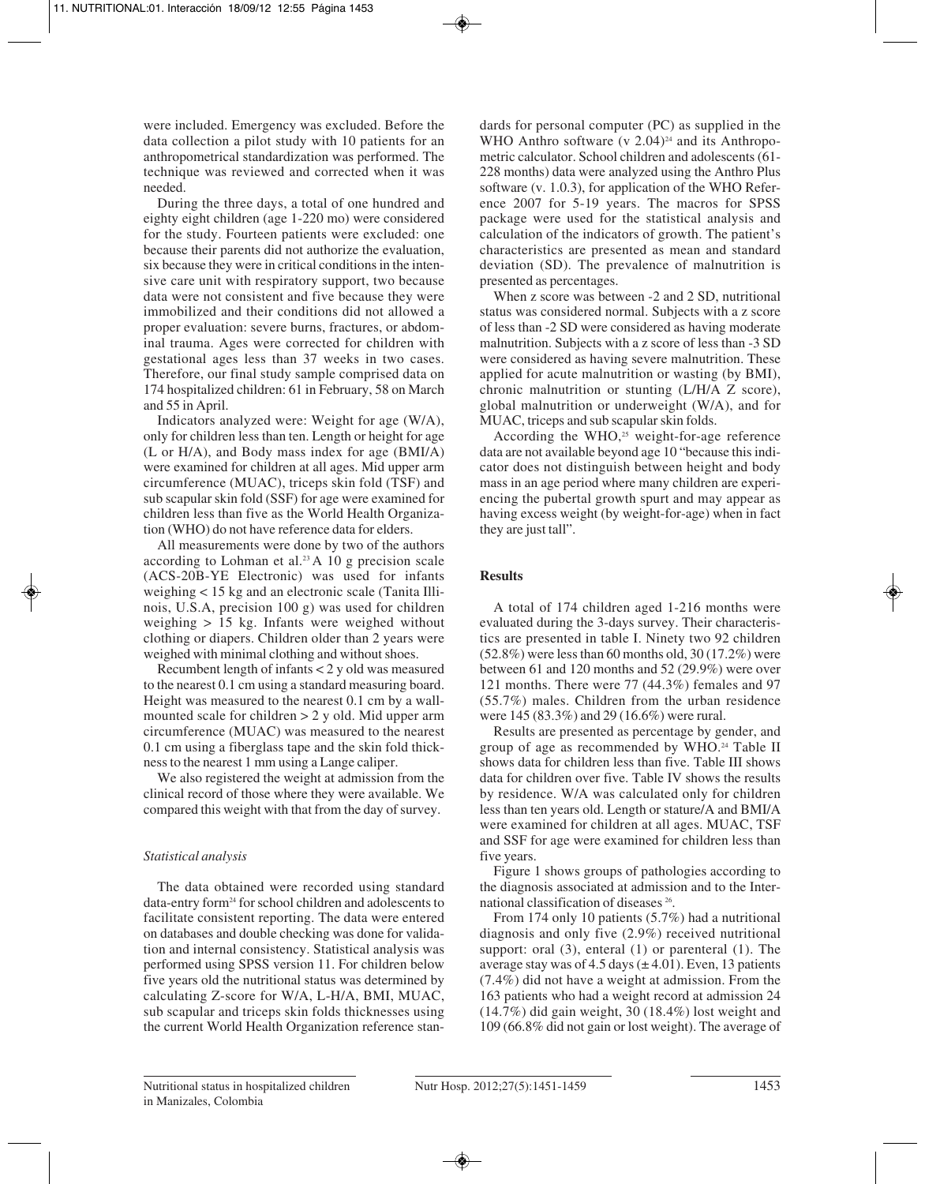were included. Emergency was excluded. Before the data collection a pilot study with 10 patients for an anthropometrical standardization was performed. The technique was reviewed and corrected when it was needed.

During the three days, a total of one hundred and eighty eight children (age 1-220 mo) were considered for the study. Fourteen patients were excluded: one because their parents did not authorize the evaluation, six because they were in critical conditions in the intensive care unit with respiratory support, two because data were not consistent and five because they were immobilized and their conditions did not allowed a proper evaluation: severe burns, fractures, or abdominal trauma. Ages were corrected for children with gestational ages less than 37 weeks in two cases. Therefore, our final study sample comprised data on 174 hospitalized children: 61 in February, 58 on March and 55 in April.

Indicators analyzed were: Weight for age (W/A), only for children less than ten. Length or height for age (L or H/A), and Body mass index for age (BMI/A) were examined for children at all ages. Mid upper arm circumference (MUAC), triceps skin fold (TSF) and sub scapular skin fold (SSF) for age were examined for children less than five as the World Health Organization (WHO) do not have reference data for elders.

All measurements were done by two of the authors according to Lohman et al.[23] A 10 g precision scale (ACS-20B-YE Electronic) was used for infants weighing < 15 kg and an electronic scale (Tanita Illinois, U.S.A, precision 100 g) was used for children weighing > 15 kg. Infants were weighed without clothing or diapers. Children older than 2 years were weighed with minimal clothing and without shoes.

Recumbent length of infants < 2 y old was measured to the nearest 0.1 cm using a standard measuring board. Height was measured to the nearest 0.1 cm by a wall-mounted scale for children > 2 y old. Mid upper arm circumference (MUAC) was measured to the nearest 0.1 cm using a fiberglass tape and the skin fold thickness to the nearest 1 mm using a Lange caliper.

We also registered the weight at admission from the clinical record of those where they were available. We compared this weight with that from the day of survey.

### *Statistical analysis*

The data obtained were recorded using standard data-entry form[24] for school children and adolescents to facilitate consistent reporting. The data were entered on databases and double checking was done for validation and internal consistency. Statistical analysis was performed using SPSS version 11. For children below five years old the nutritional status was determined by calculating Z-score for W/A, L-H/A, BMI, MUAC, sub scapular and triceps skin folds thicknesses using the current World Health Organization reference standards for personal computer (PC) as supplied in the WHO Anthro software (v 2.04)[24] and its Anthropometric calculator. School children and adolescents (61-228 months) data were analyzed using the Anthro Plus software (v. 1.0.3), for application of the WHO Reference 2007 for 5-19 years. The macros for SPSS package were used for the statistical analysis and calculation of the indicators of growth. The patient's characteristics are presented as mean and standard deviation (SD). The prevalence of malnutrition is presented as percentages.

When z score was between -2 and 2 SD, nutritional status was considered normal. Subjects with a z score of less than -2 SD were considered as having moderate malnutrition. Subjects with a z score of less than -3 SD were considered as having severe malnutrition. These applied for acute malnutrition or wasting (by BMI), chronic malnutrition or stunting (L/H/A Z score), global malnutrition or underweight (W/A), and for MUAC, triceps and sub scapular skin folds.

According the WHO,[25] weight-for-age reference data are not available beyond age 10 "because this indicator does not distinguish between height and body mass in an age period where many children are experiencing the pubertal growth spurt and may appear as having excess weight (by weight-for-age) when in fact they are just tall".

## Results

A total of 174 children aged 1-216 months were evaluated during the 3-days survey. Their characteristics are presented in table I. Ninety two 92 children (52.8%) were less than 60 months old, 30 (17.2%) were between 61 and 120 months and 52 (29.9%) were over 121 months. There were 77 (44.3%) females and 97 (55.7%) males. Children from the urban residence were 145 (83.3%) and 29 (16.6%) were rural.

Results are presented as percentage by gender, and group of age as recommended by WHO.[24] Table II shows data for children less than five. Table III shows data for children over five. Table IV shows the results by residence. W/A was calculated only for children less than ten years old. Length or stature/A and BMI/A were examined for children at all ages. MUAC, TSF and SSF for age were examined for children less than five years.

Figure 1 shows groups of pathologies according to the diagnosis associated at admission and to the International classification of diseases [26].

From 174 only 10 patients (5.7%) had a nutritional diagnosis and only five (2.9%) received nutritional support: oral (3), enteral (1) or parenteral (1). The average stay was of 4.5 days (± 4.01). Even, 13 patients (7.4%) did not have a weight at admission. From the 163 patients who had a weight record at admission 24 (14.7%) did gain weight, 30 (18.4%) lost weight and 109 (66.8% did not gain or lost weight). The average of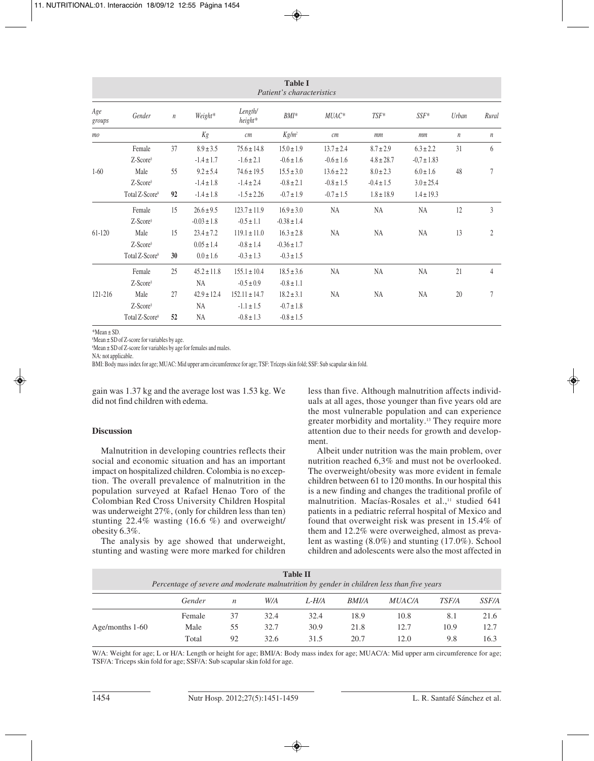**Table I**
*Patient's characteristics*

| *Age groups* | *Gender* | *n* | *Weight\** | *Length/ height\** | *BMI\** | *MUAC\** | *TSF\** | *SSF\** | *Urban* | *Rural* |
|---|---|---|---|---|---|---|---|---|---|---|
| *mo* | | | *Kg* | *cm* | *Kg/m²* | *cm* | *mm* | *mm* | *n* | *n* |
| 1-60 | Female | 37 | 8.9 ± 3.5 | 75.6 ± 14.8 | 15.0 ± 1.9 | 13.7 ± 2.4 | 8.7 ± 2.9 | 6.3 ± 2.2 | 31 | 6 |
| | Z-Score[§] | | -1.4 ± 1.7 | -1.6 ± 2.1 | -0.6 ± 1.6 | -0.6 ± 1.6 | 4.8 ± 28.7 | -0,7 ± 1.83 | | |
| | Male | 55 | 9.2 ± 5.4 | 74.6 ± 19.5 | 15.5 ± 3.0 | 13.6 ± 2.2 | 8.0 ± 2.3 | 6.0 ± 1.6 | 48 | 7 |
| | Z-Score[§] | | -1.4 ± 1.8 | -1.4 ± 2.4 | -0.8 ± 2.1 | -0.8 ± 1.5 | -0.4 ± 1.5 | 3.0 ± 25.4 | | |
| | Total Z-Score[¥] | **92** | -1.4 ± 1.8 | -1.5 ± 2.26 | -0.7 ± 1.9 | -0.7 ± 1.5 | 1.8 ± 18.9 | 1.4 ± 19.3 | | |
| 61-120 | Female | 15 | 26.6 ± 9.5 | 123.7 ± 11.9 | 16.9 ± 3.0 | NA | NA | NA | 12 | 3 |
| | Z-Score[§] | | -0.03 ± 1.8 | -0.5 ± 1.1 | -0.38 ± 1.4 | | | | | |
| | Male | 15 | 23.4 ± 7.2 | 119.1 ± 11.0 | 16.3 ± 2.8 | NA | NA | NA | 13 | 2 |
| | Z-Score[§] | | 0.05 ± 1.4 | -0.8 ± 1.4 | -0.36 ± 1.7 | | | | | |
| | Total Z-Score[¥] | **30** | 0.0 ± 1.6 | -0.3 ± 1.3 | -0.3 ± 1.5 | | | | | |
| 121-216 | Female | 25 | 45.2 ± 11.8 | 155.1 ± 10.4 | 18.5 ± 3.6 | NA | NA | NA | 21 | 4 |
| | Z-Score[§] | | NA | -0.5 ± 0.9 | -0.8 ± 1.1 | | | | | |
| | Male | 27 | 42.9 ± 12.4 | 152.11 ± 14.7 | 18.2 ± 3.1 | NA | NA | NA | 20 | 7 |
| | Z-Score[§] | | NA | -1.1 ± 1.5 | -0.7 ± 1.8 | | | | | |
| | Total Z-Score[¥] | **52** | NA | -0.8 ± 1.3 | -0.8 ± 1.5 | | | | | |

\*Mean ± SD.
[§]Mean ± SD of Z-score for variables by age.
[¥]Mean ± SD of Z-score for variables by age for females and males.
NA: not applicable.
BMI: Body mass index for age; MUAC: Mid upper arm circumference for age; TSF: Tríceps skin fold; SSF: Sub scapular skin fold.

gain was 1.37 kg and the average lost was 1.53 kg. We did not find children with edema.

## Discussion

Malnutrition in developing countries reflects their social and economic situation and has an important impact on hospitalized children. Colombia is no exception. The overall prevalence of malnutrition in the population surveyed at Rafael Henao Toro of the Colombian Red Cross University Children Hospital was underweight 27%, (only for children less than ten) stunting 22.4% wasting (16.6 %) and overweight/obesity 6.3%.

The analysis by age showed that underweight, stunting and wasting were more marked for children less than five. Although malnutrition affects individuals at all ages, those younger than five years old are the most vulnerable population and can experience greater morbidity and mortality.[13] They require more attention due to their needs for growth and development.

Albeit under nutrition was the main problem, over nutrition reached 6,3% and must not be overlooked. The overweight/obesity was more evident in female children between 61 to 120 months. In our hospital this is a new finding and changes the traditional profile of malnutrition. Macías-Rosales et al.,[11] studied 641 patients in a pediatric referral hospital of Mexico and found that overweight risk was present in 15.4% of them and 12.2% were overweighed, almost as prevalent as wasting (8.0%) and stunting (17.0%). School children and adolescents were also the most affected in

**Table II**
*Percentage of severe and moderate malnutrition by gender in children less than five years*

| | *Gender* | *n* | *W/A* | *L-H/A* | *BMI/A* | *MUAC/A* | *TSF/A* | *SSF/A* |
|---|---|---|---|---|---|---|---|---|
| Age/months 1-60 | Female | 37 | 32.4 | 32.4 | 18.9 | 10.8 | 8.1 | 21.6 |
| | Male | 55 | 32.7 | 30.9 | 21.8 | 12.7 | 10.9 | 12.7 |
| | Total | 92 | 32.6 | 31.5 | 20.7 | 12.0 | 9.8 | 16.3 |

W/A: Weight for age; L or H/A: Length or height for age; BMI/A: Body mass index for age; MUAC/A: Mid upper arm circumference for age; TSF/A: Triceps skin fold for age; SSF/A: Sub scapular skin fold for age.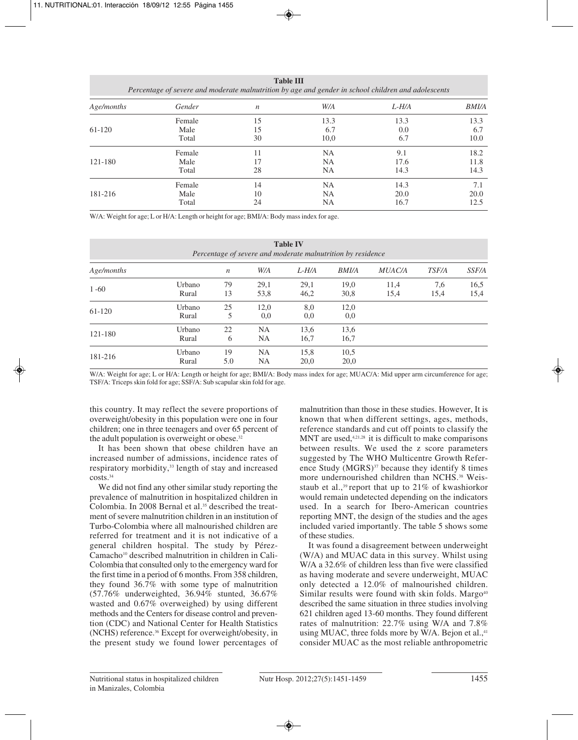**Table III**
*Percentage of severe and moderate malnutrition by age and gender in school children and adolescents*

| Age/months | Gender | n | W/A | L-H/A | BMI/A |
|---|---|---|---|---|---|
| 61-120 | Female | 15 | 13.3 | 13.3 | 13.3 |
| | Male | 15 | 6.7 | 0.0 | 6.7 |
| | Total | 30 | 10,0 | 6.7 | 10.0 |
| 121-180 | Female | 11 | NA | 9.1 | 18.2 |
| | Male | 17 | NA | 17.6 | 11.8 |
| | Total | 28 | NA | 14.3 | 14.3 |
| 181-216 | Female | 14 | NA | 14.3 | 7.1 |
| | Male | 10 | NA | 20.0 | 20.0 |
| | Total | 24 | NA | 16.7 | 12.5 |

W/A: Weight for age; L or H/A: Length or height for age; BMI/A: Body mass index for age.

**Table IV**
*Percentage of severe and moderate malnutrition by residence*

| Age/months | | n | W/A | L-H/A | BMI/A | MUAC/A | TSF/A | SSF/A |
|---|---|---|---|---|---|---|---|---|
| 1 -60 | Urbano | 79 | 29,1 | 29,1 | 19,0 | 11,4 | 7,6 | 16,5 |
| | Rural | 13 | 53,8 | 46,2 | 30,8 | 15,4 | 15,4 | 15,4 |
| 61-120 | Urbano | 25 | 12,0 | 8,0 | 12,0 | | | |
| | Rural | 5 | 0,0 | 0,0 | 0,0 | | | |
| 121-180 | Urbano | 22 | NA | 13,6 | 13,6 | | | |
| | Rural | 6 | NA | 16,7 | 16,7 | | | |
| 181-216 | Urbano | 19 | NA | 15,8 | 10,5 | | | |
| | Rural | 5.0 | NA | 20,0 | 20,0 | | | |

W/A: Weight for age; L or H/A: Length or height for age; BMI/A: Body mass index for age; MUAC/A: Mid upper arm circumference for age; TSF/A: Triceps skin fold for age; SSF/A: Sub scapular skin fold for age.

this country. It may reflect the severe proportions of overweight/obesity in this population were one in four children; one in three teenagers and over 65 percent of the adult population is overweight or obese.[32]

It has been shown that obese children have an increased number of admissions, incidence rates of respiratory morbidity,[33] length of stay and increased costs.[34]

We did not find any other similar study reporting the prevalence of malnutrition in hospitalized children in Colombia. In 2008 Bernal et al.[35] described the treatment of severe malnutrition children in an institution of Turbo-Colombia where all malnourished children are referred for treatment and it is not indicative of a general children hospital. The study by Pérez-Camacho[10] described malnutrition in children in Cali-Colombia that consulted only to the emergency ward for the first time in a period of 6 months. From 358 children, they found 36.7% with some type of malnutrition (57.76% underweighted, 36.94% stunted, 36.67% wasted and 0.67% overweighed) by using different methods and the Centers for disease control and prevention (CDC) and National Center for Health Statistics (NCHS) reference.[36] Except for overweight/obesity, in the present study we found lower percentages of malnutrition than those in these studies. However, It is known that when different settings, ages, methods, reference standards and cut off points to classify the MNT are used,[4,21,28] it is difficult to make comparisons between results. We used the z score parameters suggested by The WHO Multicentre Growth Reference Study (MGRS)[37] because they identify 8 times more undernourished children than NCHS.[38] Weisstaub et al.,[39] report that up to 21% of kwashiorkor would remain undetected depending on the indicators used. In a search for Ibero-American countries reporting MNT, the design of the studies and the ages included varied importantly. The table 5 shows some of these studies.

It was found a disagreement between underweight (W/A) and MUAC data in this survey. Whilst using W/A a 32.6% of children less than five were classified as having moderate and severe underweight, MUAC only detected a 12.0% of malnourished children. Similar results were found with skin folds. Margo[40] described the same situation in three studies involving 621 children aged 13-60 months. They found different rates of malnutrition: 22.7% using W/A and 7.8% using MUAC, three folds more by W/A. Bejon et al.,[41] consider MUAC as the most reliable anthropometric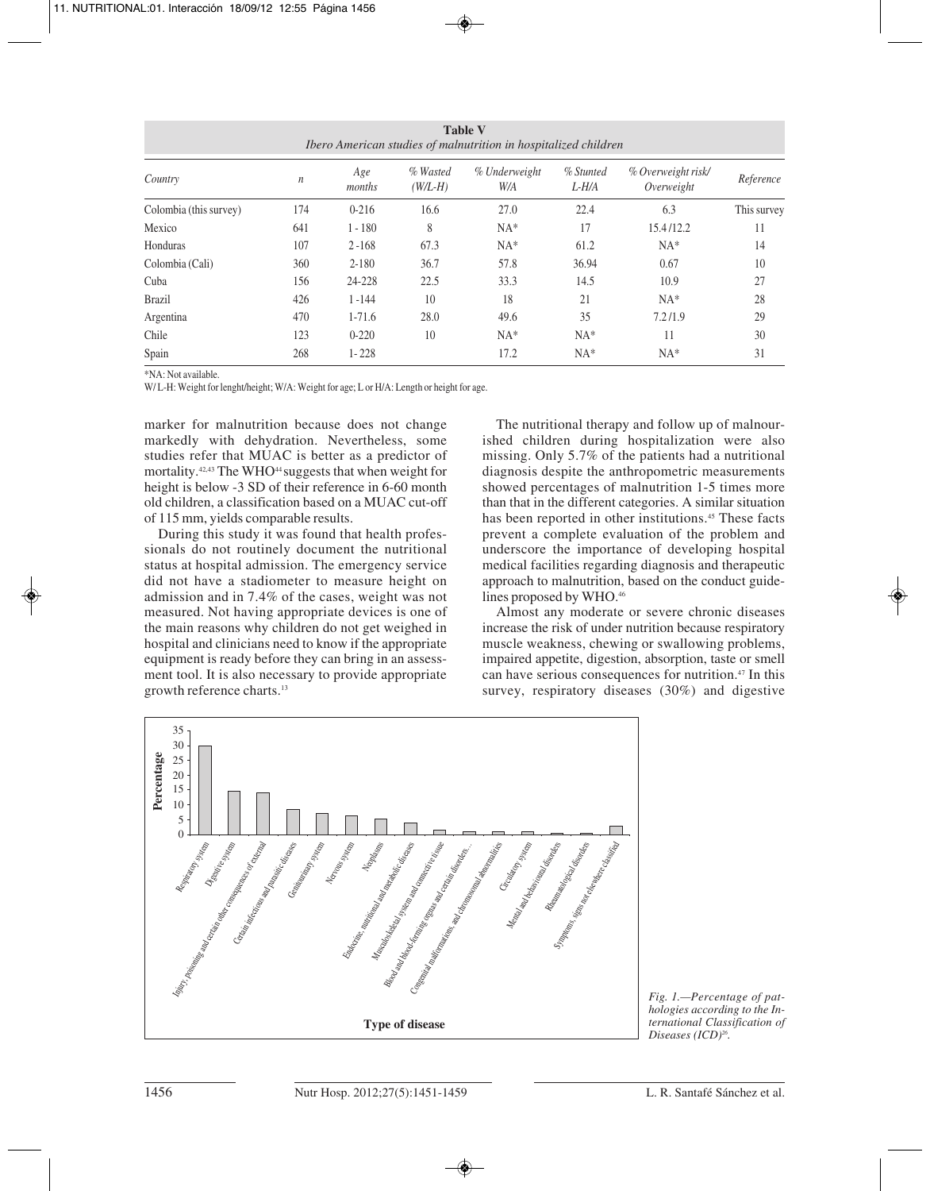**Table V**
*Ibero American studies of malnutrition in hospitalized children*

| Country | n | Age months | % Wasted (W/L-H) | % Underweight W/A | % Stunted L-H/A | % Overweight risk/ Overweight | Reference |
|---|---|---|---|---|---|---|---|
| Colombia (this survey) | 174 | 0-216 | 16.6 | 27.0 | 22.4 | 6.3 | This survey |
| Mexico | 641 | 1 - 180 | 8 | NA* | 17 | 15.4 /12.2 | 11 |
| Honduras | 107 | 2 -168 | 67.3 | NA* | 61.2 | NA* | 14 |
| Colombia (Cali) | 360 | 2-180 | 36.7 | 57.8 | 36.94 | 0.67 | 10 |
| Cuba | 156 | 24-228 | 22.5 | 33.3 | 14.5 | 10.9 | 27 |
| Brazil | 426 | 1 -144 | 10 | 18 | 21 | NA* | 28 |
| Argentina | 470 | 1-71.6 | 28.0 | 49.6 | 35 | 7.2 /1.9 | 29 |
| Chile | 123 | 0-220 | 10 | NA* | NA* | 11 | 30 |
| Spain | 268 | 1- 228 | | 17.2 | NA* | NA* | 31 |

*NA: Not available.
W/ L-H: Weight for lenght/height; W/A: Weight for age; L or H/A: Length or height for age.

marker for malnutrition because does not change markedly with dehydration. Nevertheless, some studies refer that MUAC is better as a predictor of mortality.[42,43] The WHO[44] suggests that when weight for height is below -3 SD of their reference in 6-60 month old children, a classification based on a MUAC cut-off of 115 mm, yields comparable results.

During this study it was found that health professionals do not routinely document the nutritional status at hospital admission. The emergency service did not have a stadiometer to measure height on admission and in 7.4% of the cases, weight was not measured. Not having appropriate devices is one of the main reasons why children do not get weighed in hospital and clinicians need to know if the appropriate equipment is ready before they can bring in an assessment tool. It is also necessary to provide appropriate growth reference charts.[13]

The nutritional therapy and follow up of malnourished children during hospitalization were also missing. Only 5.7% of the patients had a nutritional diagnosis despite the anthropometric measurements showed percentages of malnutrition 1-5 times more than that in the different categories. A similar situation has been reported in other institutions.[45] These facts prevent a complete evaluation of the problem and underscore the importance of developing hospital medical facilities regarding diagnosis and therapeutic approach to malnutrition, based on the conduct guidelines proposed by WHO.[46]

Almost any moderate or severe chronic diseases increase the risk of under nutrition because respiratory muscle weakness, chewing or swallowing problems, impaired appetite, digestion, absorption, taste or smell can have serious consequences for nutrition.[47] In this survey, respiratory diseases (30%) and digestive

*Fig. 1.—Percentage of pathologies according to the International Classification of Diseases (ICD)[26].*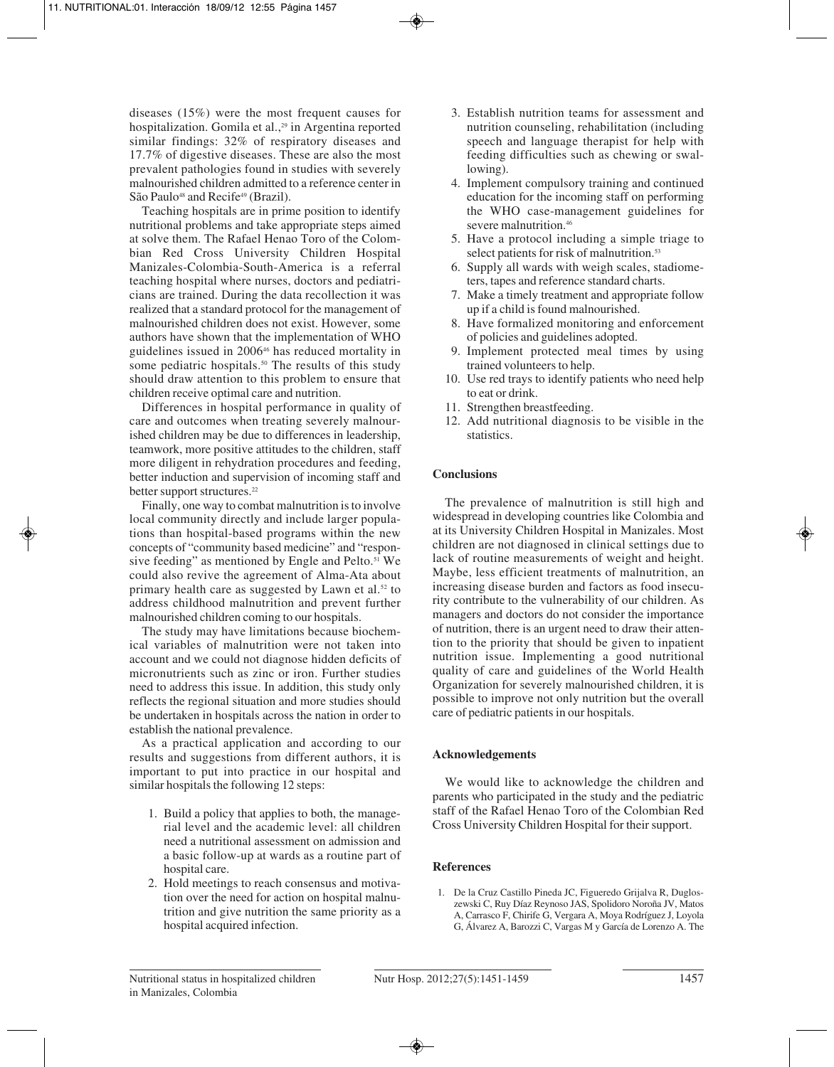diseases (15%) were the most frequent causes for hospitalization. Gomila et al.,[29] in Argentina reported similar findings: 32% of respiratory diseases and 17.7% of digestive diseases. These are also the most prevalent pathologies found in studies with severely malnourished children admitted to a reference center in São Paulo[48] and Recife[49] (Brazil).

Teaching hospitals are in prime position to identify nutritional problems and take appropriate steps aimed at solve them. The Rafael Henao Toro of the Colombian Red Cross University Children Hospital Manizales-Colombia-South-America is a referral teaching hospital where nurses, doctors and pediatricians are trained. During the data recollection it was realized that a standard protocol for the management of malnourished children does not exist. However, some authors have shown that the implementation of WHO guidelines issued in 2006[46] has reduced mortality in some pediatric hospitals.[50] The results of this study should draw attention to this problem to ensure that children receive optimal care and nutrition.

Differences in hospital performance in quality of care and outcomes when treating severely malnourished children may be due to differences in leadership, teamwork, more positive attitudes to the children, staff more diligent in rehydration procedures and feeding, better induction and supervision of incoming staff and better support structures.[22]

Finally, one way to combat malnutrition is to involve local community directly and include larger populations than hospital-based programs within the new concepts of "community based medicine" and "responsive feeding" as mentioned by Engle and Pelto.[51] We could also revive the agreement of Alma-Ata about primary health care as suggested by Lawn et al.[52] to address childhood malnutrition and prevent further malnourished children coming to our hospitals.

The study may have limitations because biochemical variables of malnutrition were not taken into account and we could not diagnose hidden deficits of micronutrients such as zinc or iron. Further studies need to address this issue. In addition, this study only reflects the regional situation and more studies should be undertaken in hospitals across the nation in order to establish the national prevalence.

As a practical application and according to our results and suggestions from different authors, it is important to put into practice in our hospital and similar hospitals the following 12 steps:

1. Build a policy that applies to both, the managerial level and the academic level: all children need a nutritional assessment on admission and a basic follow-up at wards as a routine part of hospital care.
2. Hold meetings to reach consensus and motivation over the need for action on hospital malnutrition and give nutrition the same priority as a hospital acquired infection.
3. Establish nutrition teams for assessment and nutrition counseling, rehabilitation (including speech and language therapist for help with feeding difficulties such as chewing or swallowing).
4. Implement compulsory training and continued education for the incoming staff on performing the WHO case-management guidelines for severe malnutrition.[46]
5. Have a protocol including a simple triage to select patients for risk of malnutrition.[53]
6. Supply all wards with weigh scales, stadiometers, tapes and reference standard charts.
7. Make a timely treatment and appropriate follow up if a child is found malnourished.
8. Have formalized monitoring and enforcement of policies and guidelines adopted.
9. Implement protected meal times by using trained volunteers to help.
10. Use red trays to identify patients who need help to eat or drink.
11. Strengthen breastfeeding.
12. Add nutritional diagnosis to be visible in the statistics.

## Conclusions

The prevalence of malnutrition is still high and widespread in developing countries like Colombia and at its University Children Hospital in Manizales. Most children are not diagnosed in clinical settings due to lack of routine measurements of weight and height. Maybe, less efficient treatments of malnutrition, an increasing disease burden and factors as food insecurity contribute to the vulnerability of our children. As managers and doctors do not consider the importance of nutrition, there is an urgent need to draw their attention to the priority that should be given to inpatient nutrition issue. Implementing a good nutritional quality of care and guidelines of the World Health Organization for severely malnourished children, it is possible to improve not only nutrition but the overall care of pediatric patients in our hospitals.

## Acknowledgements

We would like to acknowledge the children and parents who participated in the study and the pediatric staff of the Rafael Henao Toro of the Colombian Red Cross University Children Hospital for their support.

## References

1. De la Cruz Castillo Pineda JC, Figueredo Grijalva R, Dugloszewski C, Ruy Díaz Reynoso JAS, Spolidoro Noroña JV, Matos A, Carrasco F, Chirife G, Vergara A, Moya Rodríguez J, Loyola G, Álvarez A, Barozzi C, Vargas M y García de Lorenzo A. The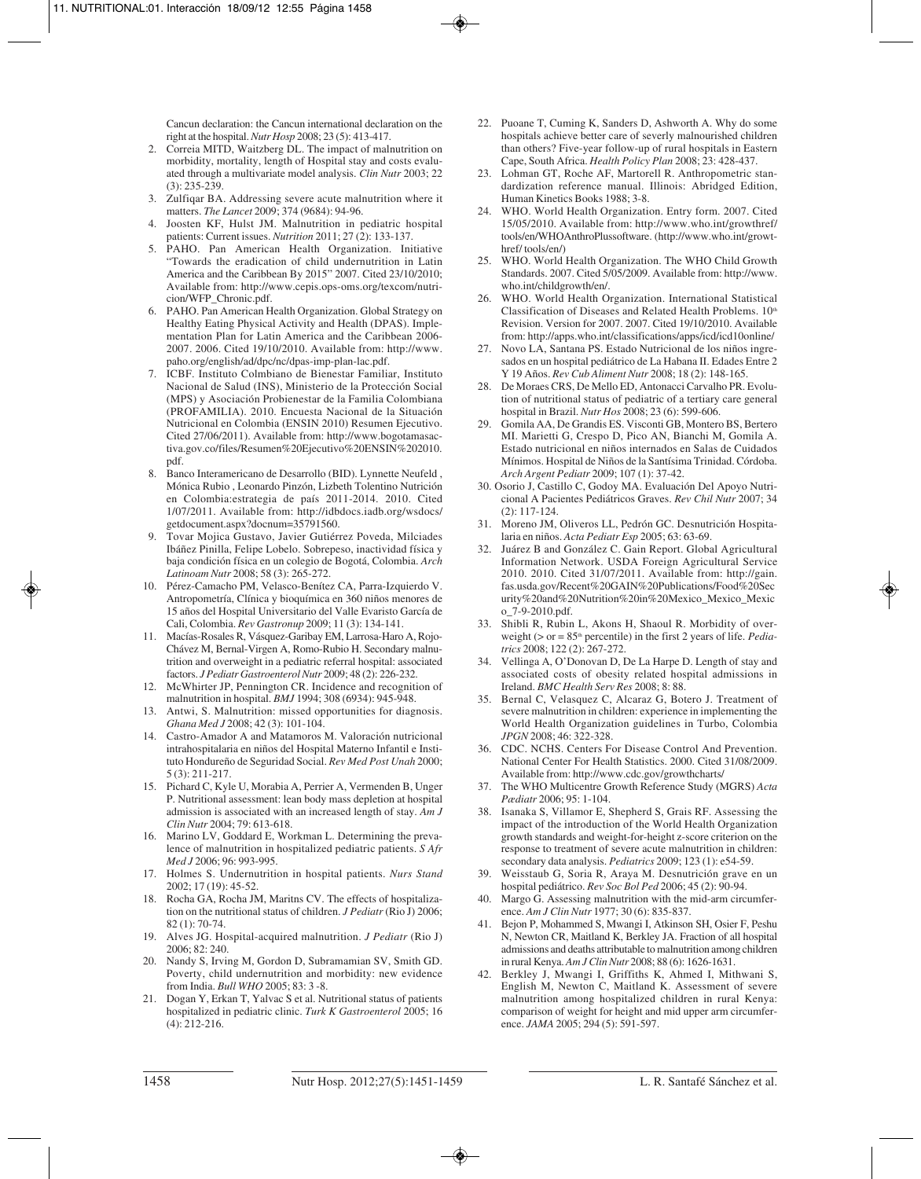Cancun declaration: the Cancun international declaration on the right at the hospital. *Nutr Hosp* 2008; 23 (5): 413-417.

2. Correia MITD, Waitzberg DL. The impact of malnutrition on morbidity, mortality, length of Hospital stay and costs evaluated through a multivariate model analysis. *Clin Nutr* 2003; 22 (3): 235-239.
3. Zulfiqar BA. Addressing severe acute malnutrition where it matters. *The Lancet* 2009; 374 (9684): 94-96.
4. Joosten KF, Hulst JM. Malnutrition in pediatric hospital patients: Current issues. *Nutrition* 2011; 27 (2): 133-137.
5. PAHO. Pan American Health Organization. Initiative "Towards the eradication of child undernutrition in Latin America and the Caribbean By 2015" 2007. Cited 23/10/2010; Available from: http://www.cepis.ops-oms.org/texcom/nutricion/WFP_Chronic.pdf.
6. PAHO. Pan American Health Organization. Global Strategy on Healthy Eating Physical Activity and Health (DPAS). Implementation Plan for Latin America and the Caribbean 2006-2007. 2006. Cited 19/10/2010. Available from: http://www.paho.org/english/ad/dpc/nc/dpas-imp-plan-lac.pdf.
7. ICBF. Instituto Colmbiano de Bienestar Familiar, Instituto Nacional de Salud (INS), Ministerio de la Protección Social (MPS) y Asociación Probienestar de la Familia Colombiana (PROFAMILIA). 2010. Encuesta Nacional de la Situación Nutricional en Colombia (ENSIN 2010) Resumen Ejecutivo. Cited 27/06/2011). Available from: http://www.bogotamasactiva.gov.co/files/Resumen%20Ejecutivo%20ENSIN%202010.pdf.
8. Banco Interamericano de Desarrollo (BID). Lynnette Neufeld , Mónica Rubio , Leonardo Pinzón, Lizbeth Tolentino Nutrición en Colombia:estrategia de país 2011-2014. 2010. Cited 1/07/2011. Available from: http://idbdocs.iadb.org/wsdocs/getdocument.aspx?docnum=35791560.
9. Tovar Mojica Gustavo, Javier Gutiérrez Poveda, Milciades Ibáñez Pinilla, Felipe Lobelo. Sobrepeso, inactividad física y baja condición física en un colegio de Bogotá, Colombia. *Arch Latinoam Nutr* 2008; 58 (3): 265-272.
10. Pérez-Camacho PM, Velasco-Benítez CA, Parra-Izquierdo V. Antropometría, Clínica y bioquímica en 360 niños menores de 15 años del Hospital Universitario del Valle Evaristo García de Cali, Colombia. *Rev Gastronup* 2009; 11 (3): 134-141.
11. Macías-Rosales R, Vásquez-Garibay EM, Larrosa-Haro A, Rojo-Chávez M, Bernal-Virgen A, Romo-Rubio H. Secondary malnutrition and overweight in a pediatric referral hospital: associated factors. *J Pediatr Gastroenterol Nutr* 2009; 48 (2): 226-232.
12. McWhirter JP, Pennington CR. Incidence and recognition of malnutrition in hospital. *BMJ* 1994; 308 (6934): 945-948.
13. Antwi, S. Malnutrition: missed opportunities for diagnosis. *Ghana Med J* 2008; 42 (3): 101-104.
14. Castro-Amador A and Matamoros M. Valoración nutricional intrahospitalaria en niños del Hospital Materno Infantil e Instituto Hondureño de Seguridad Social. *Rev Med Post Unah* 2000; 5 (3): 211-217.
15. Pichard C, Kyle U, Morabia A, Perrier A, Vermenden B, Unger P. Nutritional assessment: lean body mass depletion at hospital admission is associated with an increased length of stay. *Am J Clin Nutr* 2004; 79: 613-618.
16. Marino LV, Goddard E, Workman L. Determining the prevalence of malnutrition in hospitalized pediatric patients. *S Afr Med J* 2006; 96: 993-995.
17. Holmes S. Undernutrition in hospital patients. *Nurs Stand* 2002; 17 (19): 45-52.
18. Rocha GA, Rocha JM, Maritns CV. The effects of hospitalization on the nutritional status of children. *J Pediatr* (Rio J) 2006; 82 (1): 70-74.
19. Alves JG. Hospital-acquired malnutrition. *J Pediatr* (Rio J) 2006; 82: 240.
20. Nandy S, Irving M, Gordon D, Subramamian SV, Smith GD. Poverty, child undernutrition and morbidity: new evidence from India. *Bull WHO* 2005; 83: 3 -8.
21. Dogan Y, Erkan T, Yalvac S et al. Nutritional status of patients hospitalized in pediatric clinic. *Turk K Gastroenterol* 2005; 16 (4): 212-216.
22. Puoane T, Cuming K, Sanders D, Ashworth A. Why do some hospitals achieve better care of severly malnourished children than others? Five-year follow-up of rural hospitals in Eastern Cape, South Africa. *Health Policy Plan* 2008; 23: 428-437.
23. Lohman GT, Roche AF, Martorell R. Anthropometric standardization reference manual. Illinois: Abridged Edition, Human Kinetics Books 1988; 3-8.
24. WHO. World Health Organization. Entry form. 2007. Cited 15/05/2010. Available from: http://www.who.int/growthref/tools/en/WHOAnthroPlussoftware. (http://www.who.int/growthref/ tools/en/)
25. WHO. World Health Organization. The WHO Child Growth Standards. 2007. Cited 5/05/2009. Available from: http://www.who.int/childgrowth/en/.
26. WHO. World Health Organization. International Statistical Classification of Diseases and Related Health Problems. 10th Revision. Version for 2007. 2007. Cited 19/10/2010. Available from: http://apps.who.int/classifications/apps/icd/icd10online/
27. Novo LA, Santana PS. Estado Nutricional de los niños ingresados en un hospital pediátrico de La Habana II. Edades Entre 2 Y 19 Años. *Rev Cub Aliment Nutr* 2008; 18 (2): 148-165.
28. De Moraes CRS, De Mello ED, Antonacci Carvalho PR. Evolution of nutritional status of pediatric of a tertiary care general hospital in Brazil. *Nutr Hos* 2008; 23 (6): 599-606.
29. Gomila AA, De Grandis ES. Visconti GB, Montero BS, Bertero MI. Marietti G, Crespo D, Pico AN, Bianchi M, Gomila A. Estado nutricional en niños internados en Salas de Cuidados Mínimos. Hospital de Niños de la Santísima Trinidad. Córdoba. *Arch Argent Pediatr* 2009; 107 (1): 37-42.
30. Osorio J, Castillo C, Godoy MA. Evaluación Del Apoyo Nutricional A Pacientes Pediátricos Graves. *Rev Chil Nutr* 2007; 34 (2): 117-124.
31. Moreno JM, Oliveros LL, Pedrón GC. Desnutrición Hospitalaria en niños. *Acta Pediatr Esp* 2005; 63: 63-69.
32. Juárez B and González C. Gain Report. Global Agricultural Information Network. USDA Foreign Agricultural Service 2010. 2010. Cited 31/07/2011. Available from: http://gain.fas.usda.gov/Recent%20GAIN%20Publications/Food%20Security%20and%20Nutrition%20in%20Mexico_Mexico_Mexico_7-9-2010.pdf.
33. Shibli R, Rubin L, Akons H, Shaoul R. Morbidity of overweight (> or = 85th percentile) in the first 2 years of life. *Pediatrics* 2008; 122 (2): 267-272.
34. Vellinga A, O'Donovan D, De La Harpe D. Length of stay and associated costs of obesity related hospital admissions in Ireland. *BMC Health Serv Res* 2008; 8: 88.
35. Bernal C, Velasquez C, Alcaraz G, Botero J. Treatment of severe malnutrition in children: experience in implementing the World Health Organization guidelines in Turbo, Colombia *JPGN* 2008; 46: 322-328.
36. CDC. NCHS. Centers For Disease Control And Prevention. National Center For Health Statistics. 2000. Cited 31/08/2009. Available from: http://www.cdc.gov/growthcharts/
37. The WHO Multicentre Growth Reference Study (MGRS) *Acta Pædiatr* 2006; 95: 1-104.
38. Isanaka S, Villamor E, Shepherd S, Grais RF. Assessing the impact of the introduction of the World Health Organization growth standards and weight-for-height z-score criterion on the response to treatment of severe acute malnutrition in children: secondary data analysis. *Pediatrics* 2009; 123 (1): e54-59.
39. Weisstaub G, Soria R, Araya M. Desnutrición grave en un hospital pediátrico. *Rev Soc Bol Ped* 2006; 45 (2): 90-94.
40. Margo G. Assessing malnutrition with the mid-arm circumference. *Am J Clin Nutr* 1977; 30 (6): 835-837.
41. Bejon P, Mohammed S, Mwangi I, Atkinson SH, Osier F, Peshu N, Newton CR, Maitland K, Berkley JA. Fraction of all hospital admissions and deaths attributable to malnutrition among children in rural Kenya. *Am J Clin Nutr* 2008; 88 (6): 1626-1631.
42. Berkley J, Mwangi I, Griffiths K, Ahmed I, Mithwani S, English M, Newton C, Maitland K. Assessment of severe malnutrition among hospitalized children in rural Kenya: comparison of weight for height and mid upper arm circumference. *JAMA* 2005; 294 (5): 591-597.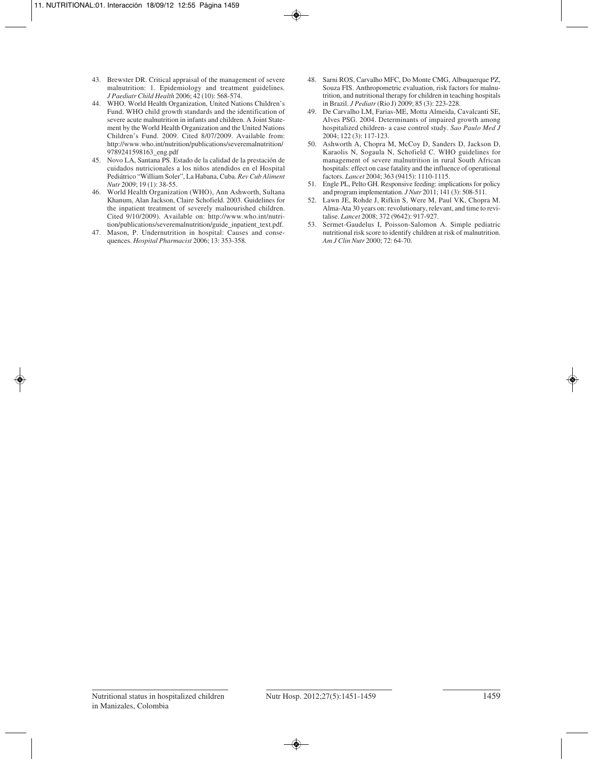43. Brewster DR. Critical appraisal of the management of severe malnutrition: 1. Epidemiology and treatment guidelines. *J Paediatr Child Health* 2006; 42 (10): 568-574.
44. WHO. World Health Organization, United Nations Children's Fund. WHO child growth standards and the identification of severe acute malnutrition in infants and children. A Joint Statement by the World Health Organization and the United Nations Children's Fund. 2009. Cited 8/07/2009. Available from: http://www.who.int/nutrition/publications/severemalnutrition/9789241598163_eng.pdf
45. Novo LA, Santana PS. Estado de la calidad de la prestación de cuidados nutricionales a los niños atendidos en el Hospital Pediátrico "William Soler", La Habana, Cuba. *Rev Cub Aliment Nutr* 2009; 19 (1): 38-55.
46. World Health Organization (WHO), Ann Ashworth, Sultana Khanum, Alan Jackson, Claire Schofield. 2003. Guidelines for the inpatient treatment of severely malnourished children. Cited 9/10/2009). Available on: http://www.who.int/nutrition/publications/severemalnutrition/guide_inpatient_text.pdf.
47. Mason, P. Undernutrition in hospital: Causes and consequences. *Hospital Pharmacist* 2006; 13: 353-358.
48. Sarni ROS, Carvalho MFC, Do Monte CMG, Albuquerque PZ, Souza FIS. Anthropometric evaluation, risk factors for malnutrition, and nutritional therapy for children in teaching hospitals in Brazil. *J Pediatr* (Rio J) 2009; 85 (3): 223-228.
49. De Carvalho LM, Farias-ME, Motta Almeida, Cavalcanti SE, Alves PSG. 2004. Determinants of impaired growth among hospitalized children- a case control study. *Sao Paulo Med J* 2004; 122 (3): 117-123.
50. Ashworth A, Chopra M, McCoy D, Sanders D, Jackson D, Karaolis N, Sogaula N, Schofield C. WHO guidelines for management of severe malnutrition in rural South African hospitals: effect on case fatality and the influence of operational factors. *Lancet* 2004; 363 (9415): 1110-1115.
51. Engle PL, Pelto GH. Responsive feeding: implications for policy and program implementation. *J Nutr* 2011; 141 (3): 508-511.
52. Lawn JE, Rohde J, Rifkin S, Were M, Paul VK, Chopra M. Alma-Ata 30 years on: revolutionary, relevant, and time to revitalise. *Lancet* 2008; 372 (9642): 917-927.
53. Sermet-Gaudelus I, Poisson-Salomon A. Simple pediatric nutritional risk score to identify children at risk of malnutrition. *Am J Clin Nutr* 2000; 72: 64-70.